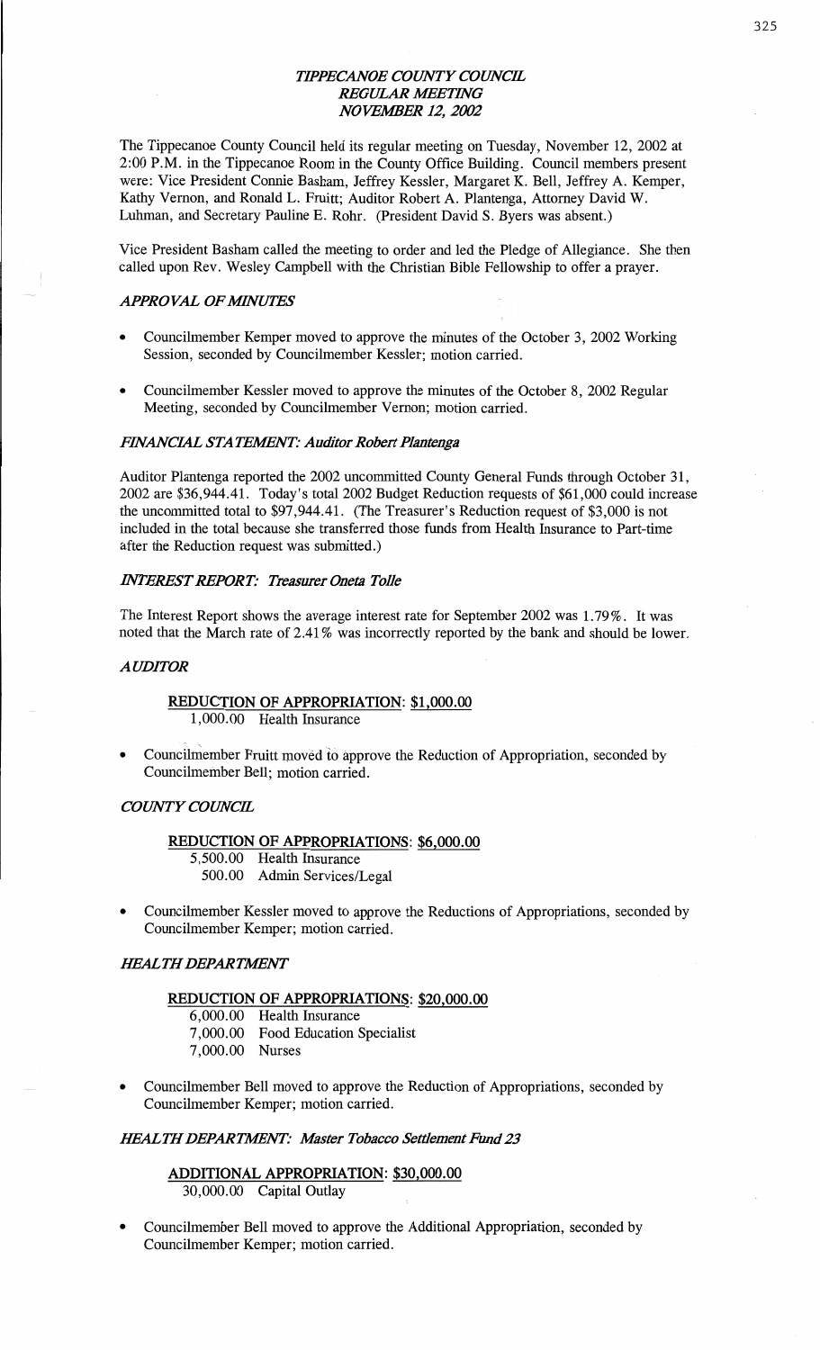# *TIPPECANOE COUNTY COUNCIL*
## *REGULAR MEETING*
## *NOVEMBER 12, 2002*

The Tippecanoe County Council held its regular meeting on Tuesday, November 12, 2002 at 2:00 P.M. in the Tippecanoe Room in the County Office Building. Council members present were: Vice President Connie Basham, Jeffrey Kessler, Margaret K. Bell, Jeffrey A. Kemper, Kathy Vernon, and Ronald L. Fruitt; Auditor Robert A. Plantenga, Attorney David W. Luhman, and Secretary Pauline E. Rohr. (President David S. Byers was absent.)

Vice President Basham called the meeting to order and led the Pledge of Allegiance. She then called upon Rev. Wesley Campbell with the Christian Bible Fellowship to offer a prayer.

### *APPROVAL OF MINUTES*

- Councilmember Kemper moved to approve the minutes of the October 3, 2002 Working Session, seconded by Councilmember Kessler; motion carried.
- Councilmember Kessler moved to approve the minutes of the October 8, 2002 Regular Meeting, seconded by Councilmember Vernon; motion carried.

### *FINANCIAL STATEMENT: Auditor Robert Plantenga*

Auditor Plantenga reported the 2002 uncommitted County General Funds through October 31, 2002 are $36,944.41. Today's total 2002 Budget Reduction requests of $61,000 could increase the uncommitted total to $97,944.41. (The Treasurer's Reduction request of $3,000 is not included in the total because she transferred those funds from Health Insurance to Part-time after the Reduction request was submitted.)

### *INTEREST REPORT: Treasurer Oneta Tolle*

The Interest Report shows the average interest rate for September 2002 was 1.79%. It was noted that the March rate of 2.41% was incorrectly reported by the bank and should be lower.

### *AUDITOR*

**REDUCTION OF APPROPRIATION: $1,000.00**
1,000.00 Health Insurance

- Councilmember Fruitt moved to approve the Reduction of Appropriation, seconded by Councilmember Bell; motion carried.

### *COUNTY COUNCIL*

**REDUCTION OF APPROPRIATIONS: $6,000.00**
5,500.00 Health Insurance
500.00 Admin Services/Legal

- Councilmember Kessler moved to approve the Reductions of Appropriations, seconded by Councilmember Kemper; motion carried.

### *HEALTH DEPARTMENT*

**REDUCTION OF APPROPRIATIONS: $20,000.00**
6,000.00 Health Insurance
7,000.00 Food Education Specialist
7,000.00 Nurses

- Councilmember Bell moved to approve the Reduction of Appropriations, seconded by Councilmember Kemper; motion carried.

### *HEALTH DEPARTMENT: Master Tobacco Settlement Fund 23*

**ADDITIONAL APPROPRIATION: $30,000.00**
30,000.00 Capital Outlay

- Councilmember Bell moved to approve the Additional Appropriation, seconded by Councilmember Kemper; motion carried.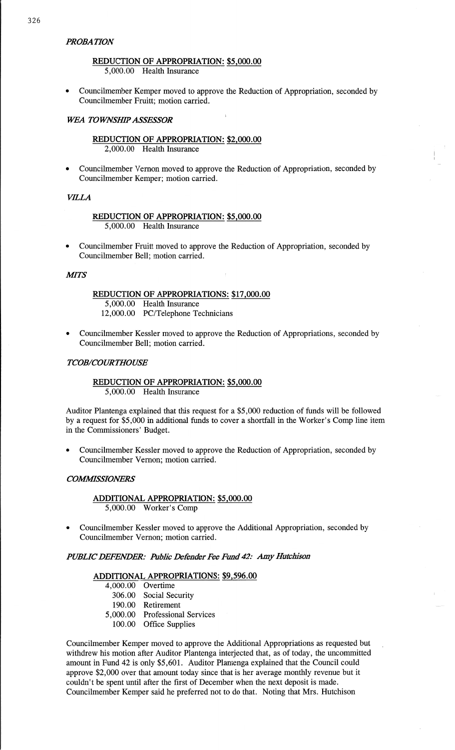### *PROBATION*

**REDUCTION OF APPROPRIATION: $5,000.00**
5,000.00 Health Insurance

- Councilmember Kemper moved to approve the Reduction of Appropriation, seconded by Councilmember Fruitt; motion carried.

### *WEA TOWNSHIP ASSESSOR*

**REDUCTION OF APPROPRIATION: $2,000.00**
2,000.00 Health Insurance

- Councilmember Vernon moved to approve the Reduction of Appropriation, seconded by Councilmember Kemper; motion carried.

### *VILLA*

**REDUCTION OF APPROPRIATION: $5,000.00**
5,000.00 Health Insurance

- Councilmember Fruitt moved to approve the Reduction of Appropriation, seconded by Councilmember Bell; motion carried.

### *MITS*

**REDUCTION OF APPROPRIATIONS: $17,000.00**
5,000.00 Health Insurance
12,000.00 PC/Telephone Technicians

- Councilmember Kessler moved to approve the Reduction of Appropriations, seconded by Councilmember Bell; motion carried.

### *TCOB/COURTHOUSE*

**REDUCTION OF APPROPRIATION: $5,000.00**
5,000.00 Health Insurance

Auditor Plantenga explained that this request for a $5,000 reduction of funds will be followed by a request for $5,000 in additional funds to cover a shortfall in the Worker's Comp line item in the Commissioners' Budget.

- Councilmember Kessler moved to approve the Reduction of Appropriation, seconded by Councilmember Vernon; motion carried.

### *COMMISSIONERS*

**ADDITIONAL APPROPRIATION: $5,000.00**
5,000.00 Worker's Comp

- Councilmember Kessler moved to approve the Additional Appropriation, seconded by Councilmember Vernon; motion carried.

### *PUBLIC DEFENDER: Public Defender Fee Fund 42: Amy Hutchison*

**ADDITIONAL APPROPRIATIONS: $9,596.00**
4,000.00 Overtime
306.00 Social Security
190.00 Retirement
5,000.00 Professional Services
100.00 Office Supplies

Councilmember Kemper moved to approve the Additional Appropriations as requested but withdrew his motion after Auditor Plantenga interjected that, as of today, the uncommitted amount in Fund 42 is only $5,601. Auditor Plantenga explained that the Council could approve $2,000 over that amount today since that is her average monthly revenue but it couldn't be spent until after the first of December when the next deposit is made. Councilmember Kemper said he preferred not to do that. Noting that Mrs. Hutchison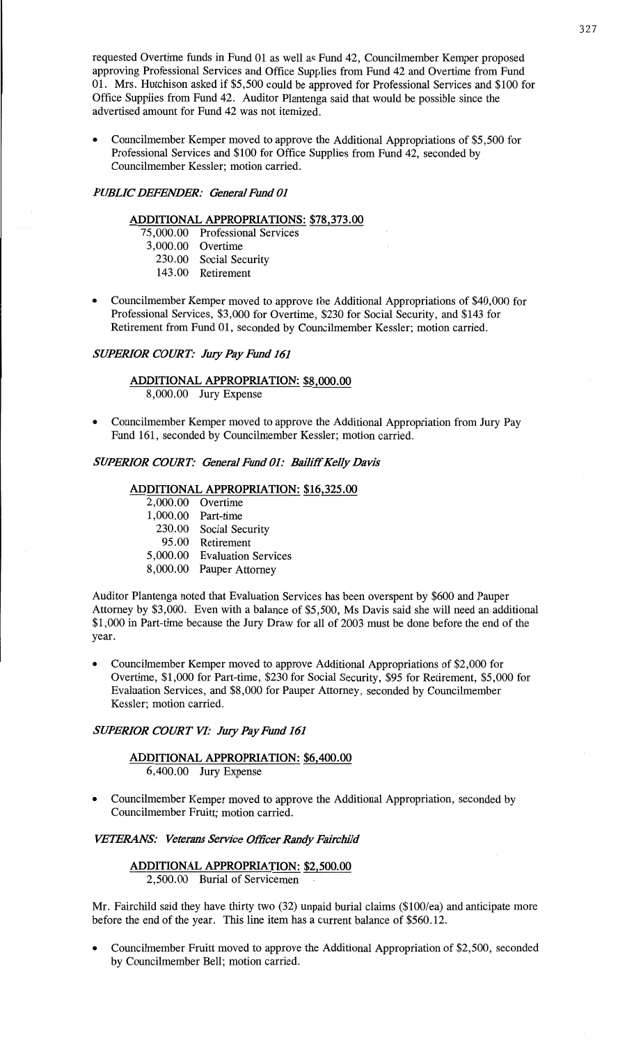requested Overtime funds in Fund 01 as well as Fund 42, Councilmember Kemper proposed approving Professional Services and Office Supplies from Fund 42 and Overtime from Fund 01. Mrs. Hutchison asked if $5,500 could be approved for Professional Services and $100 for Office Supplies from Fund 42. Auditor Plantenga said that would be possible since the advertised amount for Fund 42 was not itemized.

- Councilmember Kemper moved to approve the Additional Appropriations of $5,500 for Professional Services and $100 for Office Supplies from Fund 42, seconded by Councilmember Kessler; motion carried.

*PUBLIC DEFENDER: General Fund 01*

**ADDITIONAL APPROPRIATIONS: $78,373.00**

| | |
|---|---|
| 75,000.00 | Professional Services |
| 3,000.00 | Overtime |
| 230.00 | Social Security |
| 143.00 | Retirement |

- Councilmember Kemper moved to approve the Additional Appropriations of $40,000 for Professional Services, $3,000 for Overtime, $230 for Social Security, and $143 for Retirement from Fund 01, seconded by Councilmember Kessler; motion carried.

*SUPERIOR COURT: Jury Pay Fund 161*

**ADDITIONAL APPROPRIATION: $8,000.00**

8,000.00 Jury Expense

- Councilmember Kemper moved to approve the Additional Appropriation from Jury Pay Fund 161, seconded by Councilmember Kessler; motion carried.

*SUPERIOR COURT: General Fund 01: Bailiff Kelly Davis*

**ADDITIONAL APPROPRIATION: $16,325.00**

| | |
|---|---|
| 2,000.00 | Overtime |
| 1,000.00 | Part-time |
| 230.00 | Social Security |
| 95.00 | Retirement |
| 5,000.00 | Evaluation Services |
| 8,000.00 | Pauper Attorney |

Auditor Plantenga noted that Evaluation Services has been overspent by $600 and Pauper Attorney by $3,000. Even with a balance of $5,500, Ms Davis said she will need an additional $1,000 in Part-time because the Jury Draw for all of 2003 must be done before the end of the year.

- Councilmember Kemper moved to approve Additional Appropriations of $2,000 for Overtime, $1,000 for Part-time, $230 for Social Security, $95 for Retirement, $5,000 for Evaluation Services, and $8,000 for Pauper Attorney, seconded by Councilmember Kessler; motion carried.

*SUPERIOR COURT VI: Jury Pay Fund 161*

**ADDITIONAL APPROPRIATION: $6,400.00**

6,400.00 Jury Expense

- Councilmember Kemper moved to approve the Additional Appropriation, seconded by Councilmember Fruitt; motion carried.

*VETERANS: Veterans Service Officer Randy Fairchild*

**ADDITIONAL APPROPRIATION: $2,500.00**

2,500.00 Burial of Servicemen

Mr. Fairchild said they have thirty two (32) unpaid burial claims ($100/ea) and anticipate more before the end of the year. This line item has a current balance of $560.12.

- Councilmember Fruitt moved to approve the Additional Appropriation of $2,500, seconded by Councilmember Bell; motion carried.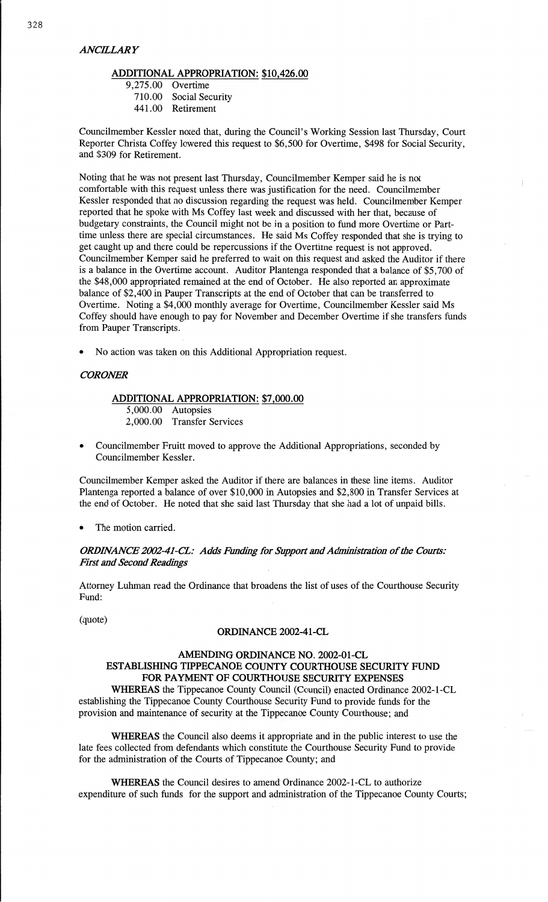*ANCILLARY*

**ADDITIONAL APPROPRIATION: $10,426.00**

9,275.00 Overtime
710.00 Social Security
441.00 Retirement

Councilmember Kessler noted that, during the Council's Working Session last Thursday, Court Reporter Christa Coffey lowered this request to $6,500 for Overtime, $498 for Social Security, and $309 for Retirement.

Noting that he was not present last Thursday, Councilmember Kemper said he is not comfortable with this request unless there was justification for the need. Councilmember Kessler responded that no discussion regarding the request was held. Councilmember Kemper reported that he spoke with Ms Coffey last week and discussed with her that, because of budgetary constraints, the Council might not be in a position to fund more Overtime or Part-time unless there are special circumstances. He said Ms Coffey responded that she is trying to get caught up and there could be repercussions if the Overtime request is not approved. Councilmember Kemper said he preferred to wait on this request and asked the Auditor if there is a balance in the Overtime account. Auditor Plantenga responded that a balance of $5,700 of the $48,000 appropriated remained at the end of October. He also reported an approximate balance of $2,400 in Pauper Transcripts at the end of October that can be transferred to Overtime. Noting a $4,000 monthly average for Overtime, Councilmember Kessler said Ms Coffey should have enough to pay for November and December Overtime if she transfers funds from Pauper Transcripts.

- No action was taken on this Additional Appropriation request.

*CORONER*

**ADDITIONAL APPROPRIATION: $7,000.00**

5,000.00 Autopsies
2,000.00 Transfer Services

- Councilmember Fruitt moved to approve the Additional Appropriations, seconded by Councilmember Kessler.

Councilmember Kemper asked the Auditor if there are balances in these line items. Auditor Plantenga reported a balance of over $10,000 in Autopsies and $2,800 in Transfer Services at the end of October. He noted that she said last Thursday that she had a lot of unpaid bills.

- The motion carried.

***ORDINANCE 2002-41-CL: Adds Funding for Support and Administration of the Courts: First and Second Readings***

Attorney Luhman read the Ordinance that broadens the list of uses of the Courthouse Security Fund:

(quote)

**ORDINANCE 2002-41-CL**

**AMENDING ORDINANCE NO. 2002-01-CL**
**ESTABLISHING TIPPECANOE COUNTY COURTHOUSE SECURITY FUND**
**FOR PAYMENT OF COURTHOUSE SECURITY EXPENSES**

**WHEREAS** the Tippecanoe County Council (Council) enacted Ordinance 2002-1-CL establishing the Tippecanoe County Courthouse Security Fund to provide funds for the provision and maintenance of security at the Tippecanoe County Courthouse; and

**WHEREAS** the Council also deems it appropriate and in the public interest to use the late fees collected from defendants which constitute the Courthouse Security Fund to provide for the administration of the Courts of Tippecanoe County; and

**WHEREAS** the Council desires to amend Ordinance 2002-1-CL to authorize expenditure of such funds for the support and administration of the Tippecanoe County Courts;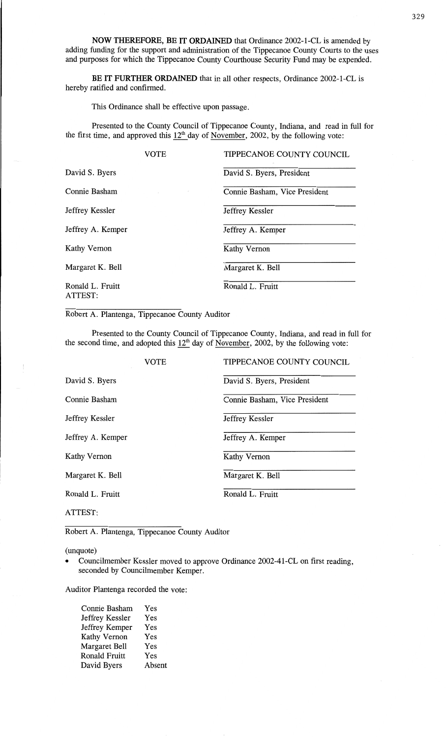**NOW THEREFORE, BE IT ORDAINED** that Ordinance 2002-1-CL is amended by adding funding for the support and administration of the Tippecanoe County Courts to the uses and purposes for which the Tippecanoe County Courthouse Security Fund may be expended.

**BE IT FURTHER ORDAINED** that in all other respects, Ordinance 2002-1-CL is hereby ratified and confirmed.

This Ordinance shall be effective upon passage.

Presented to the County Council of Tippecanoe County, Indiana, and read in full for the first time, and approved this 12th day of November, 2002, by the following vote:

| VOTE | TIPPECANOE COUNTY COUNCIL |
|---|---|
| David S. Byers | David S. Byers, President |
| Connie Basham | Connie Basham, Vice President |
| Jeffrey Kessler | Jeffrey Kessler |
| Jeffrey A. Kemper | Jeffrey A. Kemper |
| Kathy Vernon | Kathy Vernon |
| Margaret K. Bell | Margaret K. Bell |
| Ronald L. Fruitt | Ronald L. Fruitt |

ATTEST:

Robert A. Plantenga, Tippecanoe County Auditor

Presented to the County Council of Tippecanoe County, Indiana, and read in full for the second time, and adopted this 12th day of November, 2002, by the following vote:

| VOTE | TIPPECANOE COUNTY COUNCIL |
|---|---|
| David S. Byers | David S. Byers, President |
| Connie Basham | Connie Basham, Vice President |
| Jeffrey Kessler | Jeffrey Kessler |
| Jeffrey A. Kemper | Jeffrey A. Kemper |
| Kathy Vernon | Kathy Vernon |
| Margaret K. Bell | Margaret K. Bell |
| Ronald L. Fruitt | Ronald L. Fruitt |

ATTEST:

Robert A. Plantenga, Tippecanoe County Auditor

(unquote)

- Councilmember Kessler moved to approve Ordinance 2002-41-CL on first reading, seconded by Councilmember Kemper.

Auditor Plantenga recorded the vote:

| | |
|---|---|
| Connie Basham | Yes |
| Jeffrey Kessler | Yes |
| Jeffrey Kemper | Yes |
| Kathy Vernon | Yes |
| Margaret Bell | Yes |
| Ronald Fruitt | Yes |
| David Byers | Absent |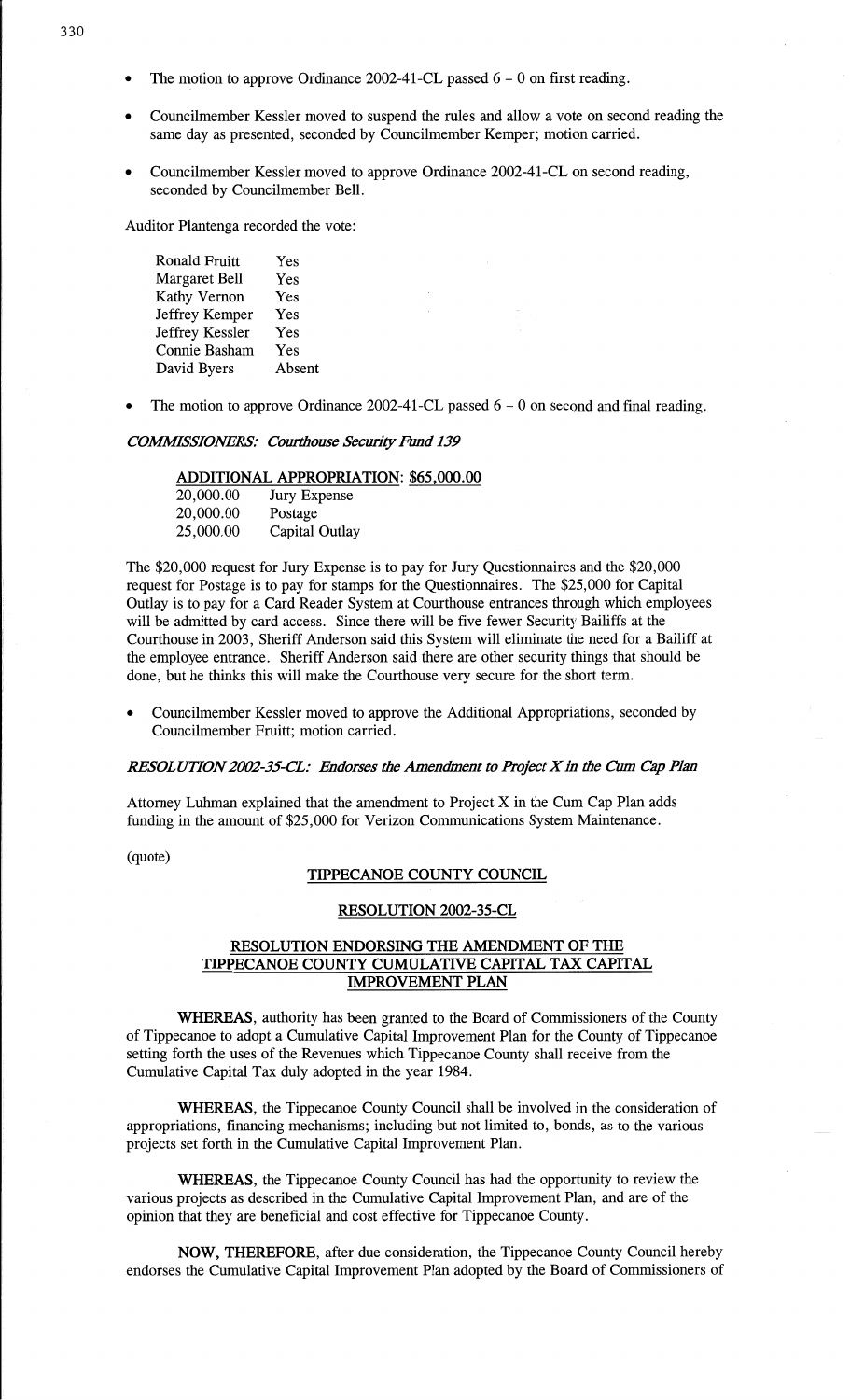- The motion to approve Ordinance 2002-41-CL passed 6 – 0 on first reading.

- Councilmember Kessler moved to suspend the rules and allow a vote on second reading the same day as presented, seconded by Councilmember Kemper; motion carried.

- Councilmember Kessler moved to approve Ordinance 2002-41-CL on second reading, seconded by Councilmember Bell.

Auditor Plantenga recorded the vote:

| | |
|---|---|
| Ronald Fruitt | Yes |
| Margaret Bell | Yes |
| Kathy Vernon | Yes |
| Jeffrey Kemper | Yes |
| Jeffrey Kessler | Yes |
| Connie Basham | Yes |
| David Byers | Absent |

- The motion to approve Ordinance 2002-41-CL passed 6 – 0 on second and final reading.

***COMMISSIONERS: Courthouse Security Fund 139***

**ADDITIONAL APPROPRIATION: $65,000.00**

| | |
|---|---|
| 20,000.00 | Jury Expense |
| 20,000.00 | Postage |
| 25,000.00 | Capital Outlay |

The $20,000 request for Jury Expense is to pay for Jury Questionnaires and the $20,000 request for Postage is to pay for stamps for the Questionnaires. The $25,000 for Capital Outlay is to pay for a Card Reader System at Courthouse entrances through which employees will be admitted by card access. Since there will be five fewer Security Bailiffs at the Courthouse in 2003, Sheriff Anderson said this System will eliminate the need for a Bailiff at the employee entrance. Sheriff Anderson said there are other security things that should be done, but he thinks this will make the Courthouse very secure for the short term.

- Councilmember Kessler moved to approve the Additional Appropriations, seconded by Councilmember Fruitt; motion carried.

***RESOLUTION 2002-35-CL: Endorses the Amendment to Project X in the Cum Cap Plan***

Attorney Luhman explained that the amendment to Project X in the Cum Cap Plan adds funding in the amount of $25,000 for Verizon Communications System Maintenance.

(quote)

**TIPPECANOE COUNTY COUNCIL**

**RESOLUTION 2002-35-CL**

**RESOLUTION ENDORSING THE AMENDMENT OF THE TIPPECANOE COUNTY CUMULATIVE CAPITAL TAX CAPITAL IMPROVEMENT PLAN**

**WHEREAS**, authority has been granted to the Board of Commissioners of the County of Tippecanoe to adopt a Cumulative Capital Improvement Plan for the County of Tippecanoe setting forth the uses of the Revenues which Tippecanoe County shall receive from the Cumulative Capital Tax duly adopted in the year 1984.

**WHEREAS**, the Tippecanoe County Council shall be involved in the consideration of appropriations, financing mechanisms; including but not limited to, bonds, as to the various projects set forth in the Cumulative Capital Improvement Plan.

**WHEREAS**, the Tippecanoe County Council has had the opportunity to review the various projects as described in the Cumulative Capital Improvement Plan, and are of the opinion that they are beneficial and cost effective for Tippecanoe County.

**NOW, THEREFORE**, after due consideration, the Tippecanoe County Council hereby endorses the Cumulative Capital Improvement Plan adopted by the Board of Commissioners of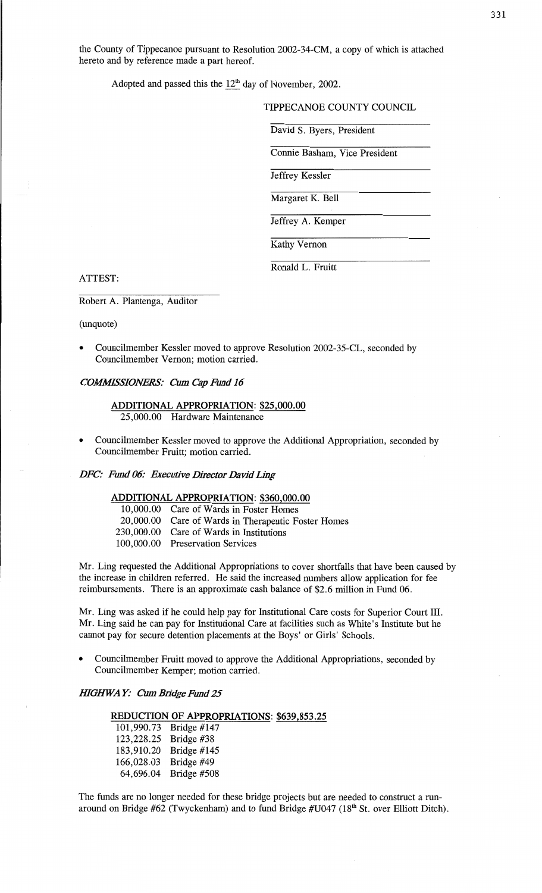the County of Tippecanoe pursuant to Resolution 2002-34-CM, a copy of which is attached hereto and by reference made a part hereof.

Adopted and passed this the 12th day of November, 2002.

TIPPECANOE COUNTY COUNCIL

David S. Byers, President

Connie Basham, Vice President

Jeffrey Kessler

Margaret K. Bell

Jeffrey A. Kemper

Kathy Vernon

Ronald L. Fruitt

ATTEST:

Robert A. Plantenga, Auditor

(unquote)

- Councilmember Kessler moved to approve Resolution 2002-35-CL, seconded by Councilmember Vernon; motion carried.

*COMMISSIONERS: Cum Cap Fund 16*

**ADDITIONAL APPROPRIATION: $25,000.00**

25,000.00 Hardware Maintenance

- Councilmember Kessler moved to approve the Additional Appropriation, seconded by Councilmember Fruitt; motion carried.

*DFC: Fund 06: Executive Director David Ling*

**ADDITIONAL APPROPRIATION: $360,000.00**

| | |
|---|---|
| 10,000.00 | Care of Wards in Foster Homes |
| 20,000.00 | Care of Wards in Therapeutic Foster Homes |
| 230,000.00 | Care of Wards in Institutions |
| 100,000.00 | Preservation Services |

Mr. Ling requested the Additional Appropriations to cover shortfalls that have been caused by the increase in children referred. He said the increased numbers allow application for fee reimbursements. There is an approximate cash balance of $2.6 million in Fund 06.

Mr. Ling was asked if he could help pay for Institutional Care costs for Superior Court III. Mr. Ling said he can pay for Institutional Care at facilities such as White's Institute but he cannot pay for secure detention placements at the Boys' or Girls' Schools.

- Councilmember Fruitt moved to approve the Additional Appropriations, seconded by Councilmember Kemper; motion carried.

*HIGHWAY: Cum Bridge Fund 25*

**REDUCTION OF APPROPRIATIONS: $639,853.25**

| | |
|---|---|
| 101,990.73 | Bridge #147 |
| 123,228.25 | Bridge #38 |
| 183,910.20 | Bridge #145 |
| 166,028.03 | Bridge #49 |
| 64,696.04 | Bridge #508 |

The funds are no longer needed for these bridge projects but are needed to construct a run-around on Bridge #62 (Twyckenham) and to fund Bridge #U047 (18th St. over Elliott Ditch).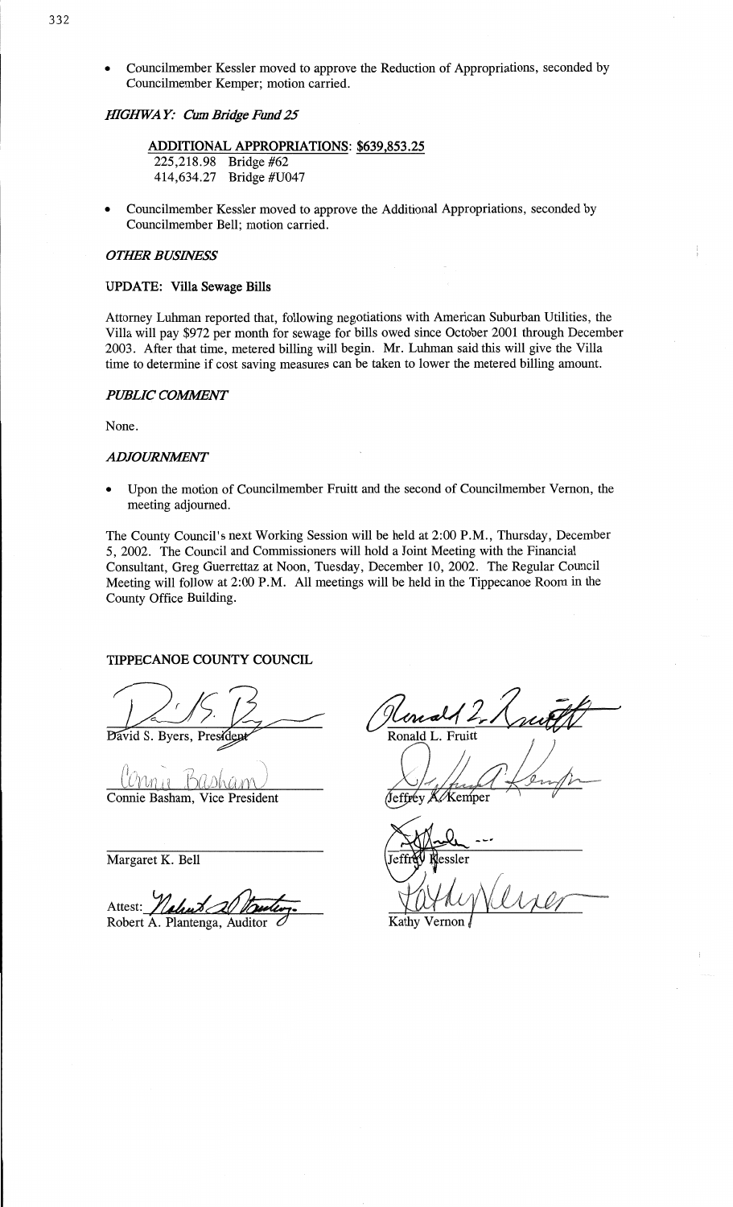- Councilmember Kessler moved to approve the Reduction of Appropriations, seconded by Councilmember Kemper; motion carried.

*HIGHWAY: Cum Bridge Fund 25*

**ADDITIONAL APPROPRIATIONS: $639,853.25**

225,218.98 Bridge #62
414,634.27 Bridge #U047

- Councilmember Kessler moved to approve the Additional Appropriations, seconded by Councilmember Bell; motion carried.

*OTHER BUSINESS*

**UPDATE: Villa Sewage Bills**

Attorney Luhman reported that, following negotiations with American Suburban Utilities, the Villa will pay $972 per month for sewage for bills owed since October 2001 through December 2003. After that time, metered billing will begin. Mr. Luhman said this will give the Villa time to determine if cost saving measures can be taken to lower the metered billing amount.

*PUBLIC COMMENT*

None.

*ADJOURNMENT*

- Upon the motion of Councilmember Fruitt and the second of Councilmember Vernon, the meeting adjourned.

The County Council's next Working Session will be held at 2:00 P.M., Thursday, December 5, 2002. The Council and Commissioners will hold a Joint Meeting with the Financial Consultant, Greg Guerrettaz at Noon, Tuesday, December 10, 2002. The Regular Council Meeting will follow at 2:00 P.M. All meetings will be held in the Tippecanoe Room in the County Office Building.

**TIPPECANOE COUNTY COUNCIL**

David S. Byers, President

Connie Basham, Vice President

Margaret K. Bell

Attest: Robert A. Plantenga, Auditor

Ronald L. Fruitt

Jeffrey A. Kemper

Jeffrey Kessler

Kathy Vernon